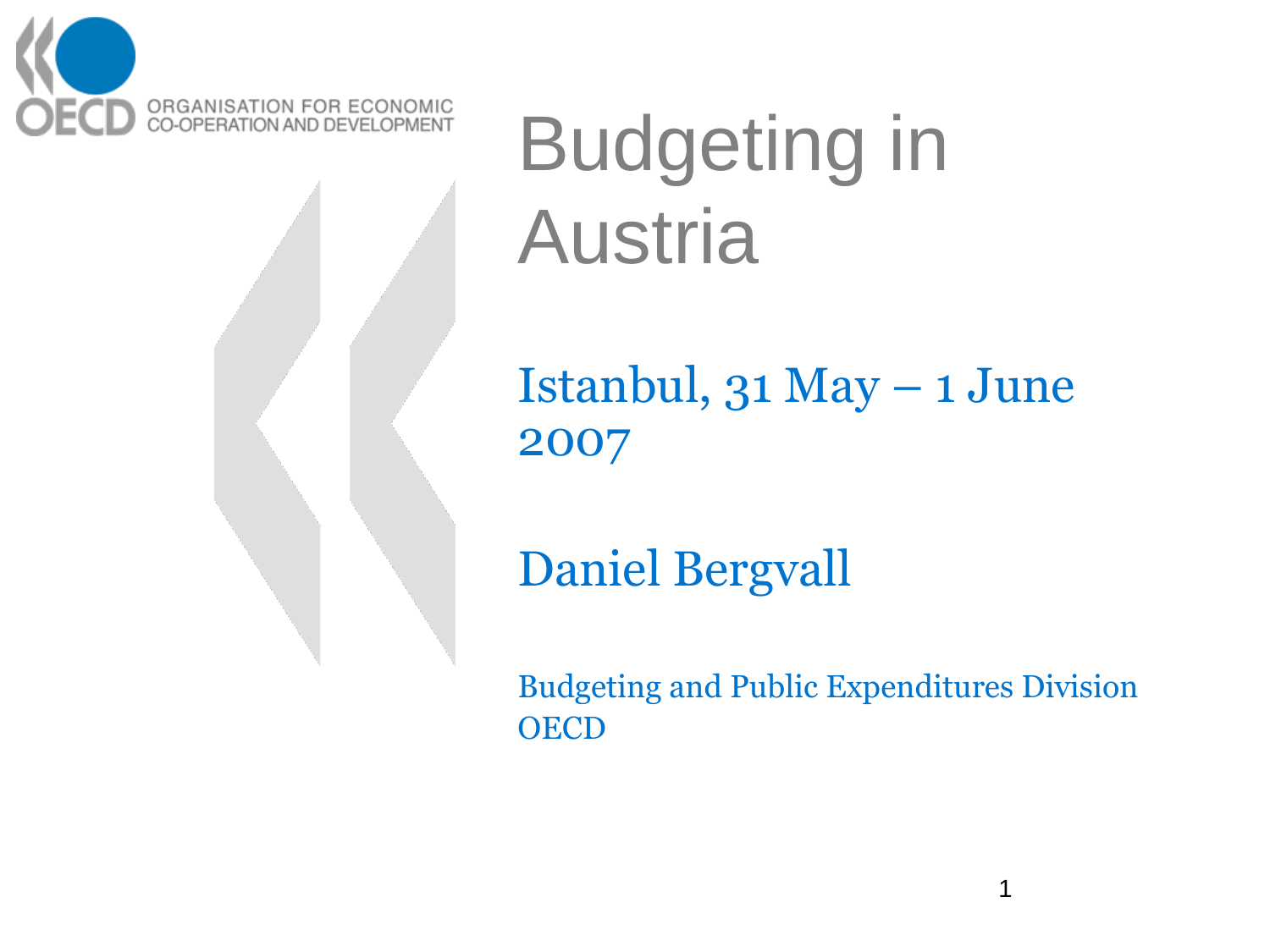ORGANISATION FOR ECONOMIC CO-OPERATION AND DEVELOPMENT

# Budgeting in Austria

Istanbul, 31 May – 1 June 2007

Daniel Bergvall

Budgeting and Public Expenditures Division
OECD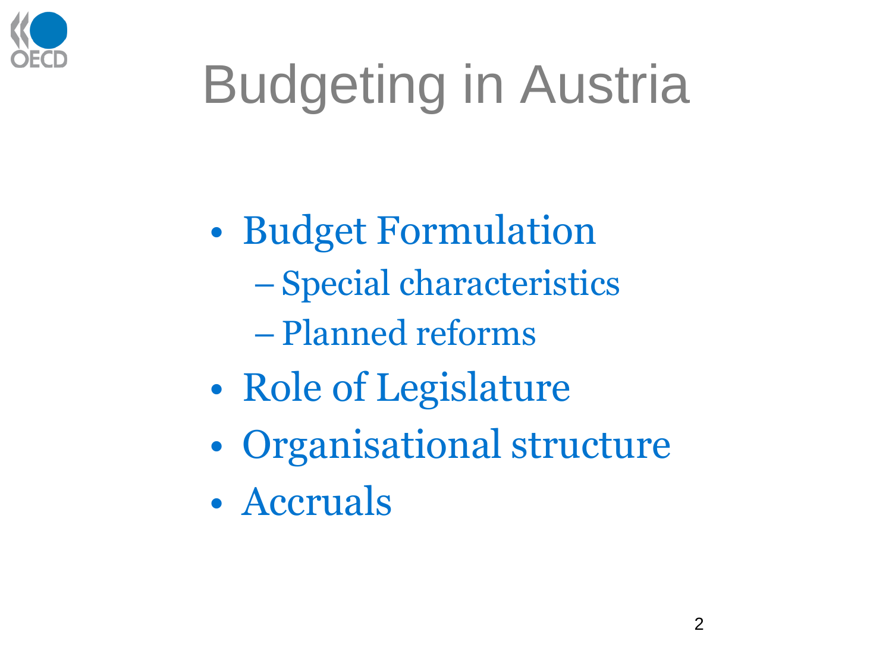# Budgeting in Austria

- Budget Formulation
  - Special characteristics
  - Planned reforms
- Role of Legislature
- Organisational structure
- Accruals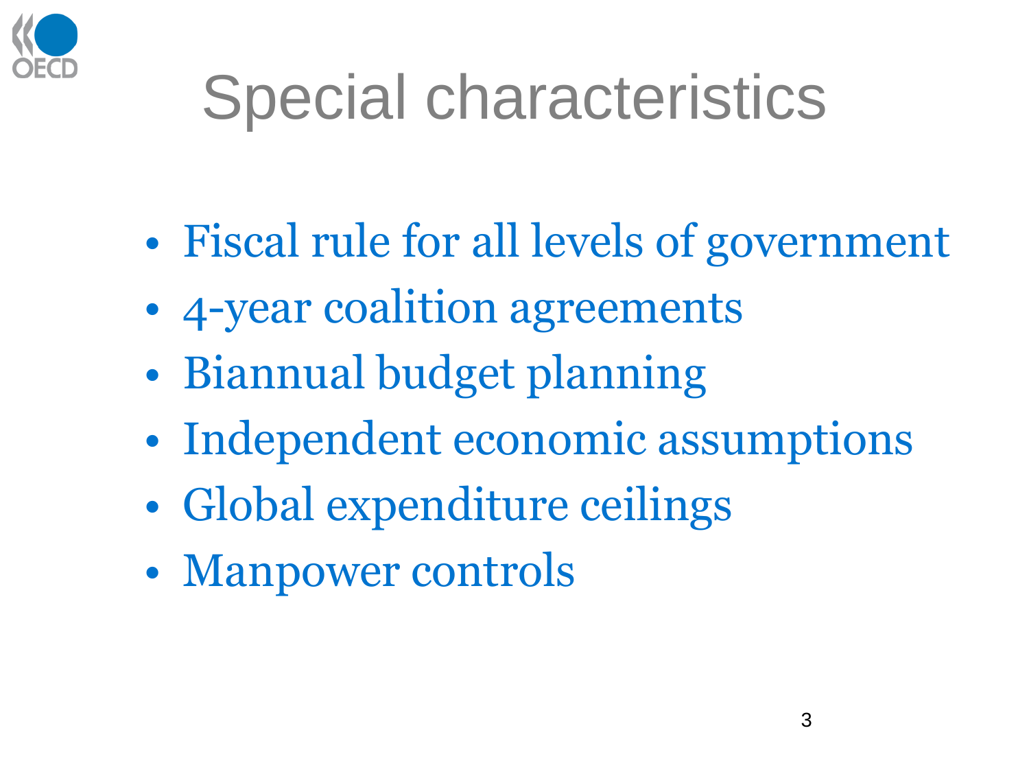# Special characteristics

- Fiscal rule for all levels of government
- 4-year coalition agreements
- Biannual budget planning
- Independent economic assumptions
- Global expenditure ceilings
- Manpower controls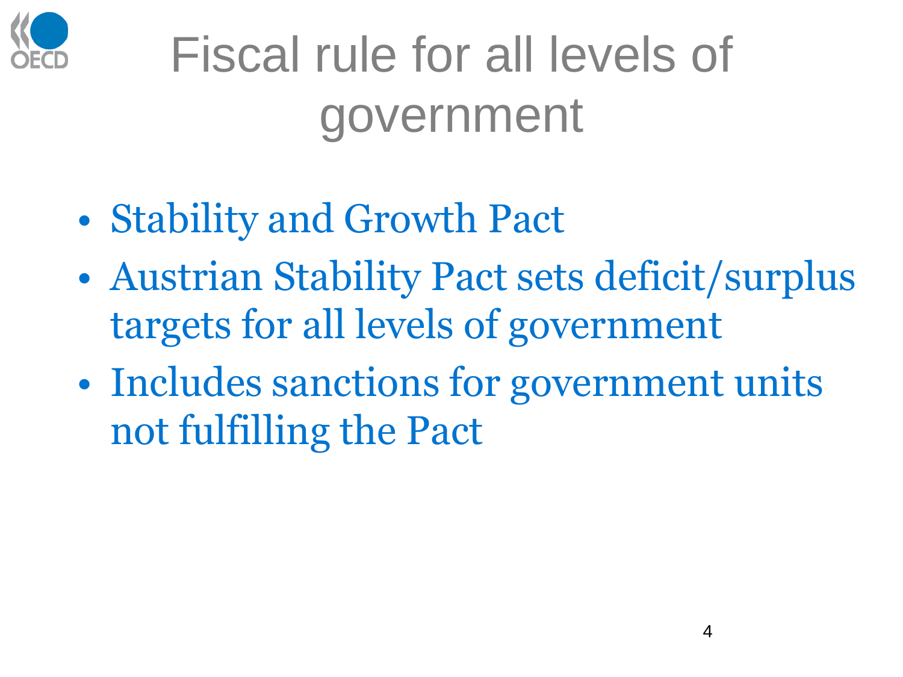# Fiscal rule for all levels of government

- Stability and Growth Pact
- Austrian Stability Pact sets deficit/surplus targets for all levels of government
- Includes sanctions for government units not fulfilling the Pact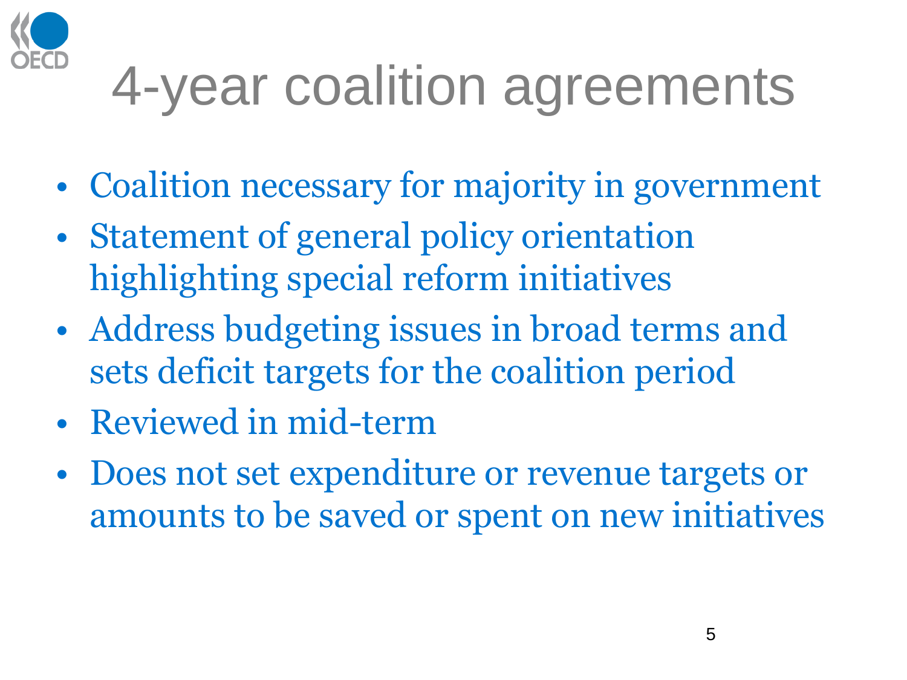# 4-year coalition agreements

- Coalition necessary for majority in government
- Statement of general policy orientation highlighting special reform initiatives
- Address budgeting issues in broad terms and sets deficit targets for the coalition period
- Reviewed in mid-term
- Does not set expenditure or revenue targets or amounts to be saved or spent on new initiatives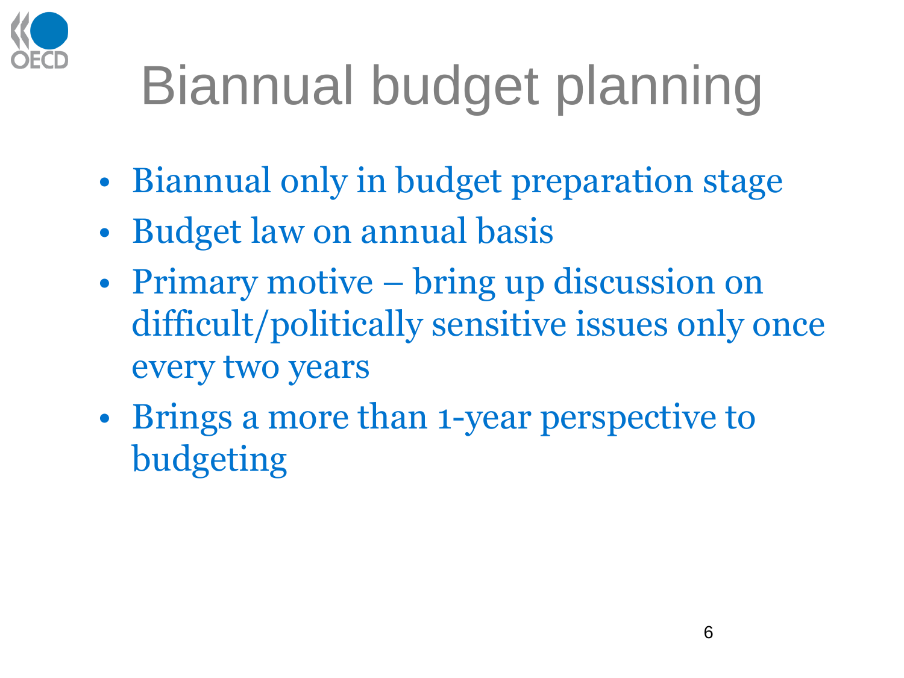# Biannual budget planning

- Biannual only in budget preparation stage
- Budget law on annual basis
- Primary motive – bring up discussion on difficult/politically sensitive issues only once every two years
- Brings a more than 1-year perspective to budgeting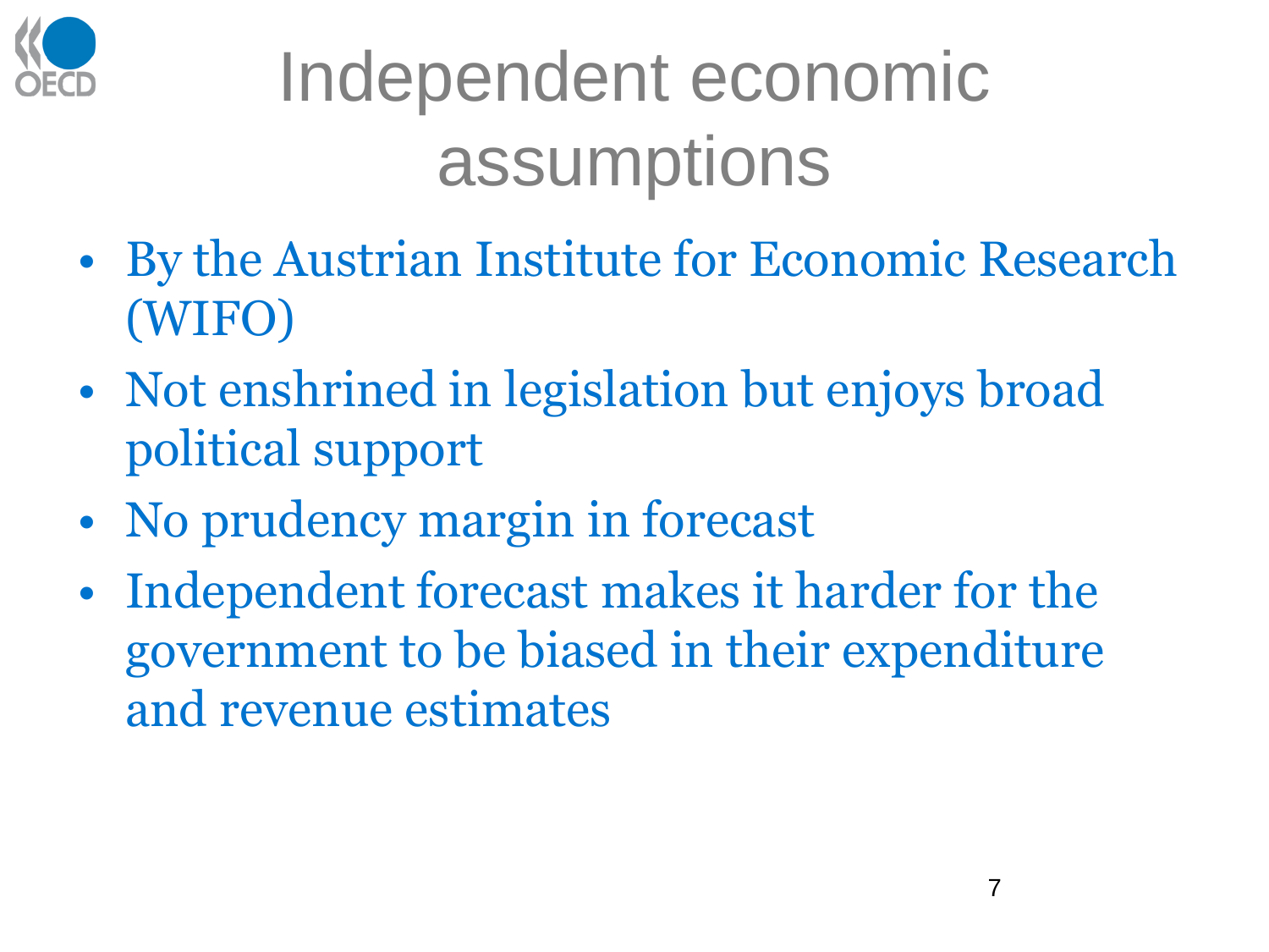# Independent economic assumptions

- By the Austrian Institute for Economic Research (WIFO)
- Not enshrined in legislation but enjoys broad political support
- No prudency margin in forecast
- Independent forecast makes it harder for the government to be biased in their expenditure and revenue estimates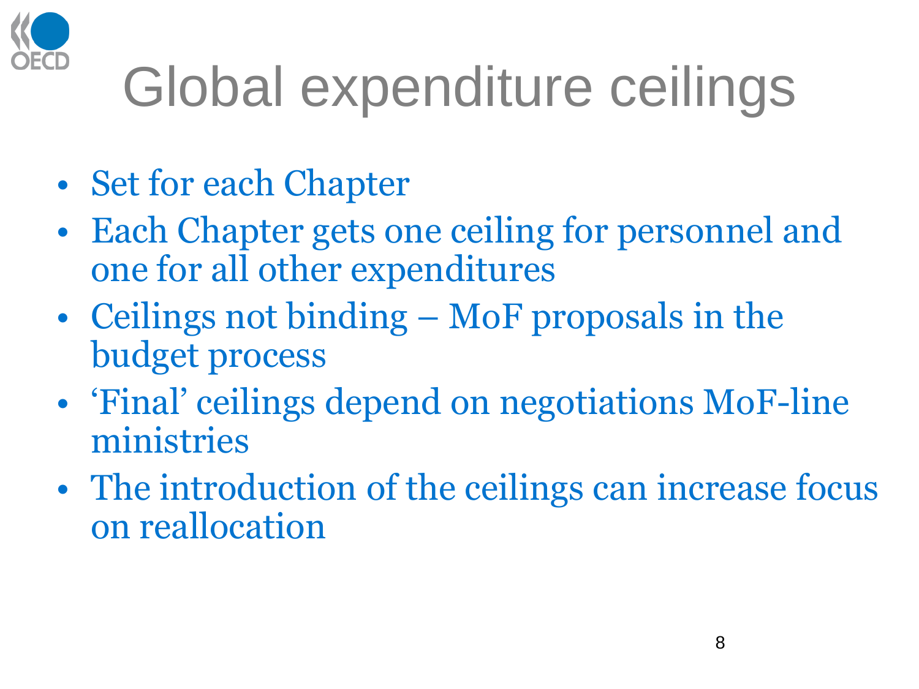# Global expenditure ceilings

- Set for each Chapter
- Each Chapter gets one ceiling for personnel and one for all other expenditures
- Ceilings not binding – MoF proposals in the budget process
- 'Final' ceilings depend on negotiations MoF-line ministries
- The introduction of the ceilings can increase focus on reallocation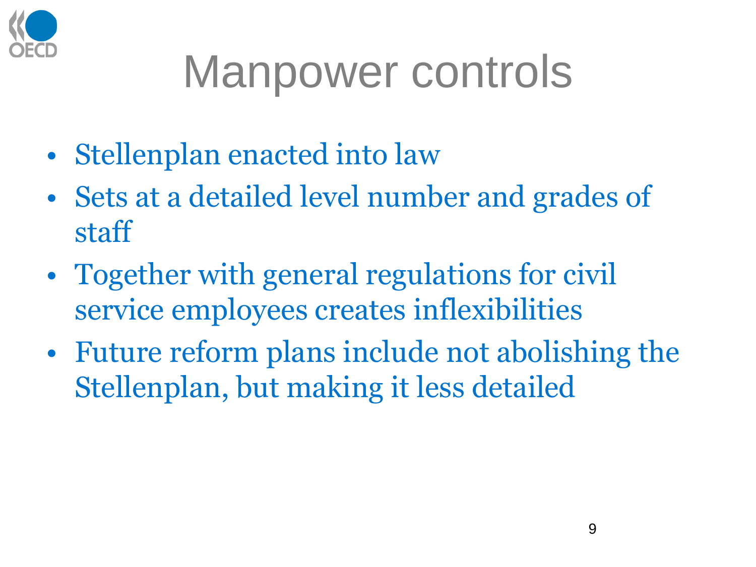# Manpower controls

- Stellenplan enacted into law
- Sets at a detailed level number and grades of staff
- Together with general regulations for civil service employees creates inflexibilities
- Future reform plans include not abolishing the Stellenplan, but making it less detailed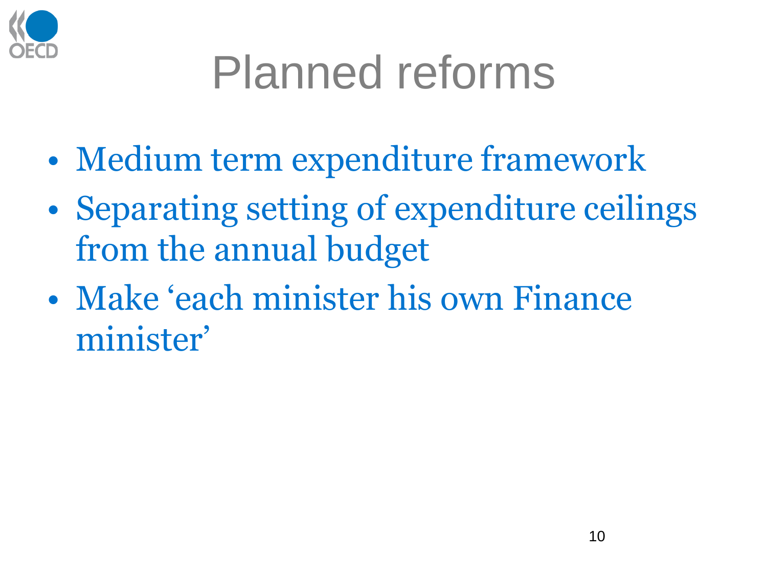# Planned reforms

- Medium term expenditure framework
- Separating setting of expenditure ceilings from the annual budget
- Make ‘each minister his own Finance minister’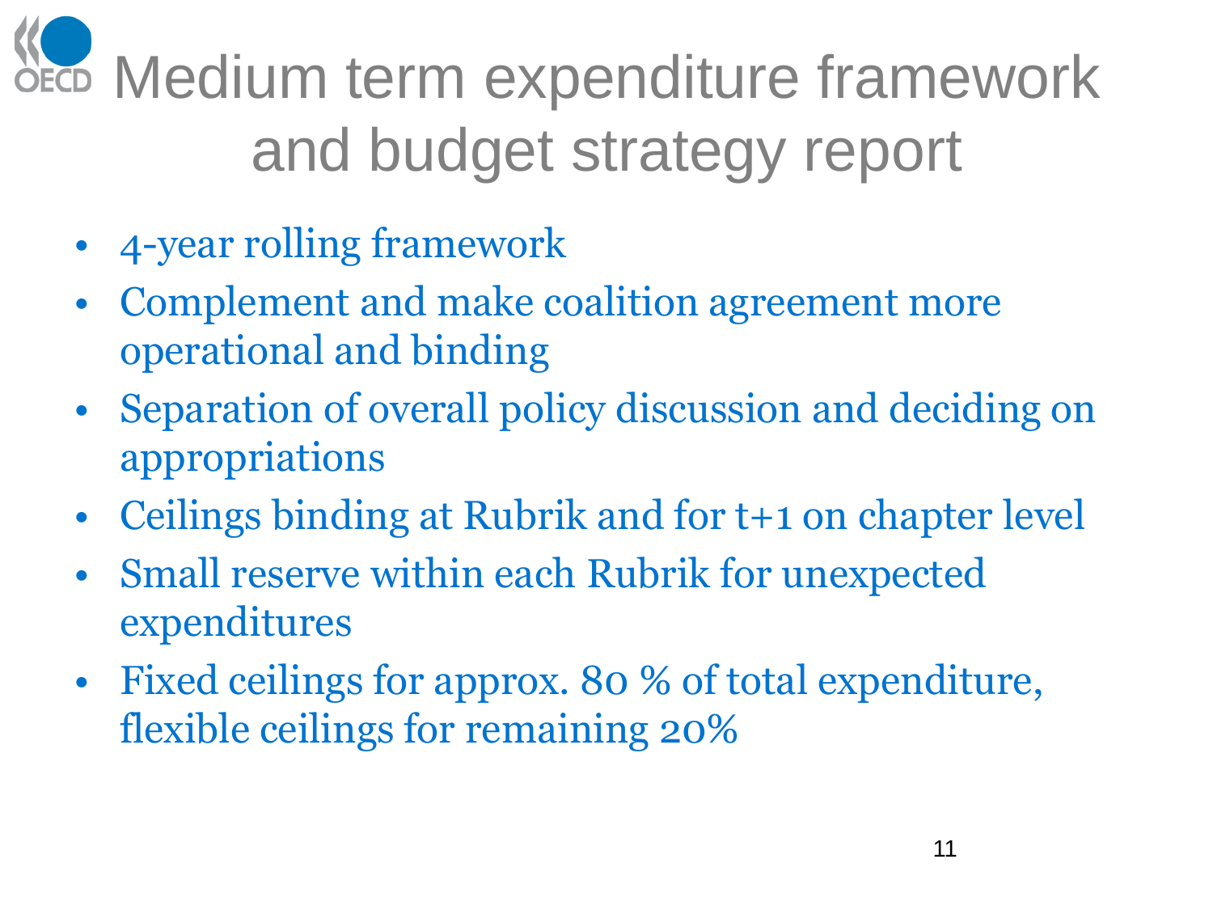# Medium term expenditure framework and budget strategy report

- 4-year rolling framework
- Complement and make coalition agreement more operational and binding
- Separation of overall policy discussion and deciding on appropriations
- Ceilings binding at Rubrik and for t+1 on chapter level
- Small reserve within each Rubrik for unexpected expenditures
- Fixed ceilings for approx. 80 % of total expenditure, flexible ceilings for remaining 20%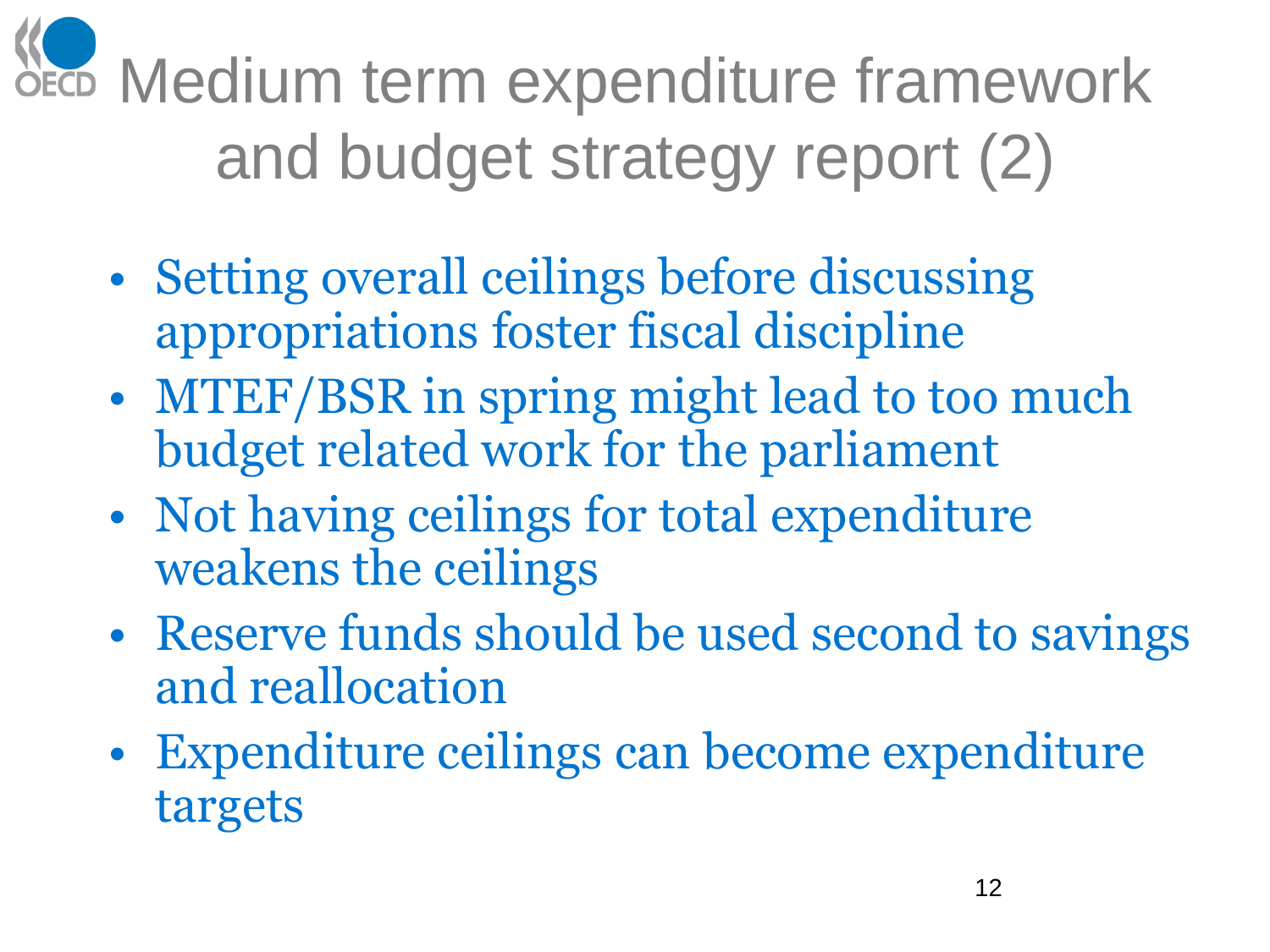# Medium term expenditure framework and budget strategy report (2)

- Setting overall ceilings before discussing appropriations foster fiscal discipline
- MTEF/BSR in spring might lead to too much budget related work for the parliament
- Not having ceilings for total expenditure weakens the ceilings
- Reserve funds should be used second to savings and reallocation
- Expenditure ceilings can become expenditure targets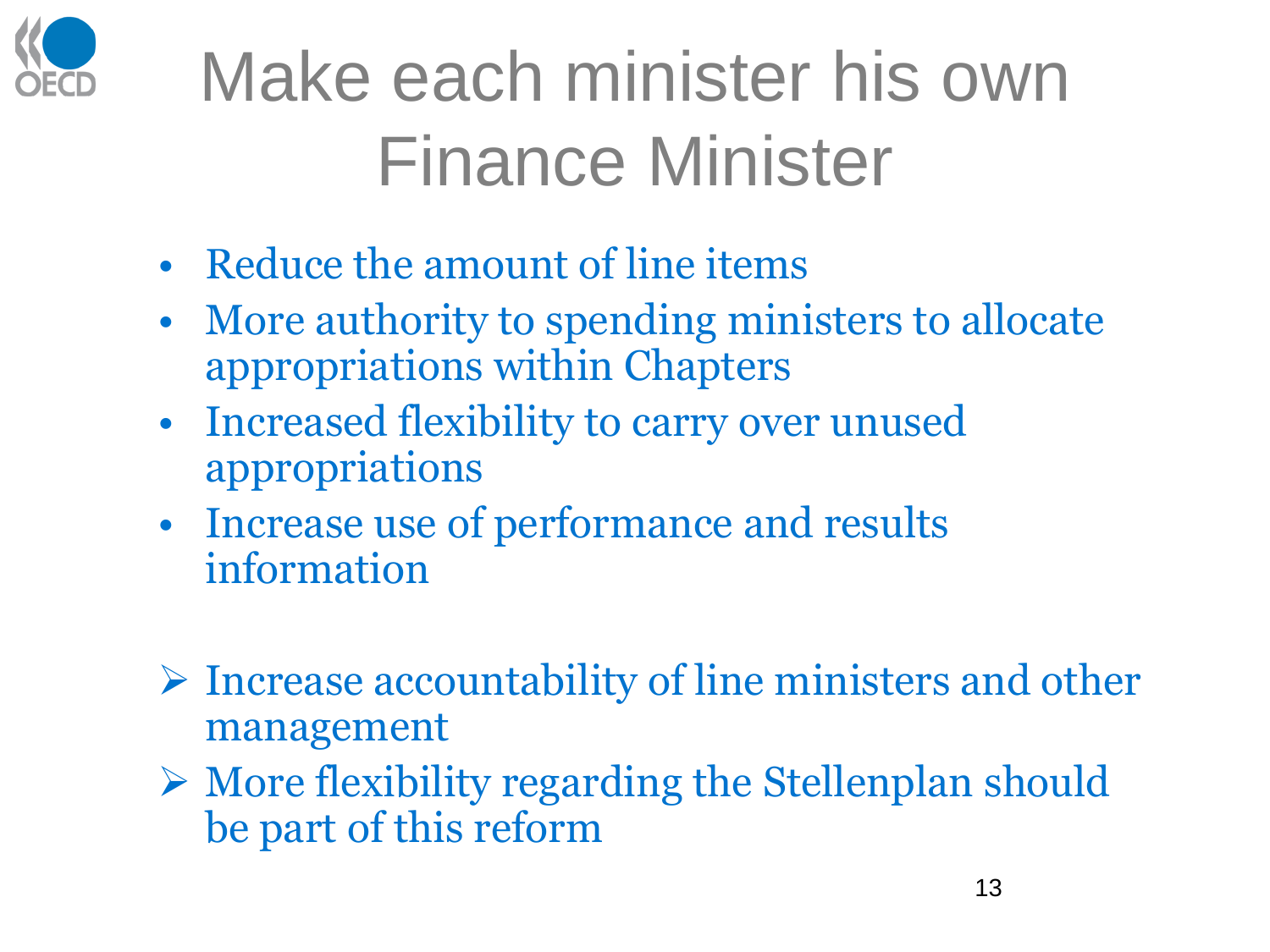# Make each minister his own Finance Minister

- Reduce the amount of line items
- More authority to spending ministers to allocate appropriations within Chapters
- Increased flexibility to carry over unused appropriations
- Increase use of performance and results information

- ➢ Increase accountability of line ministers and other management
- ➢ More flexibility regarding the Stellenplan should be part of this reform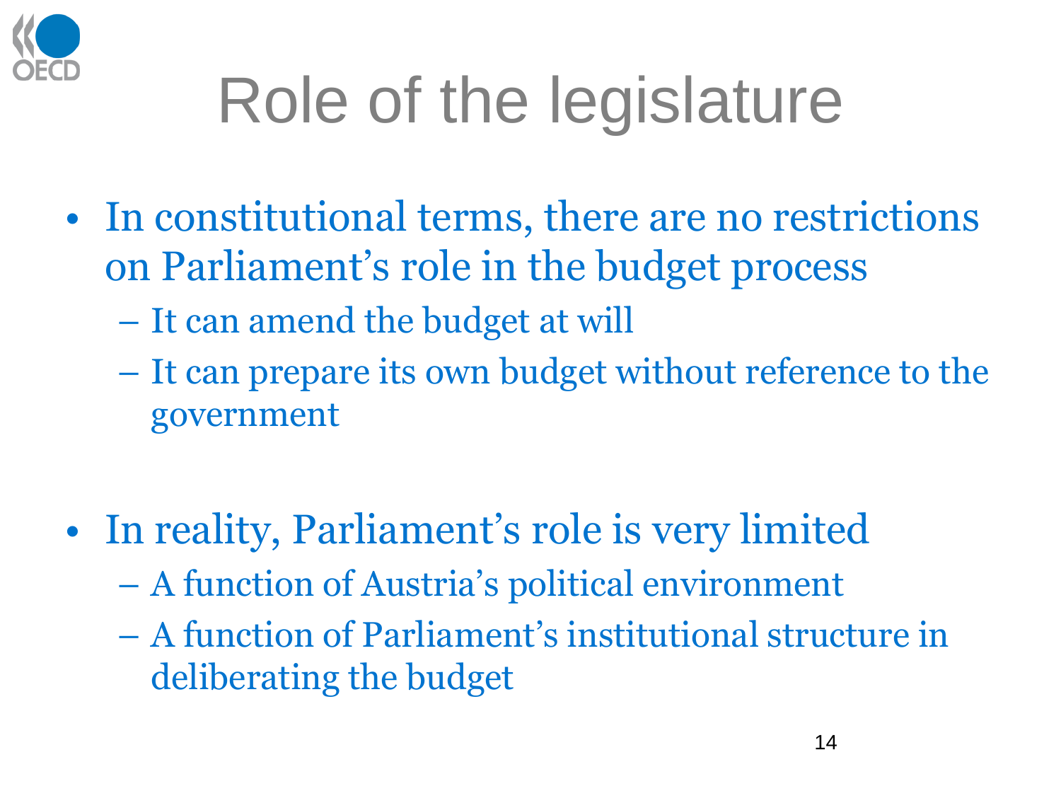# Role of the legislature

- In constitutional terms, there are no restrictions on Parliament's role in the budget process
  - It can amend the budget at will
  - It can prepare its own budget without reference to the government

- In reality, Parliament's role is very limited
  - A function of Austria's political environment
  - A function of Parliament's institutional structure in deliberating the budget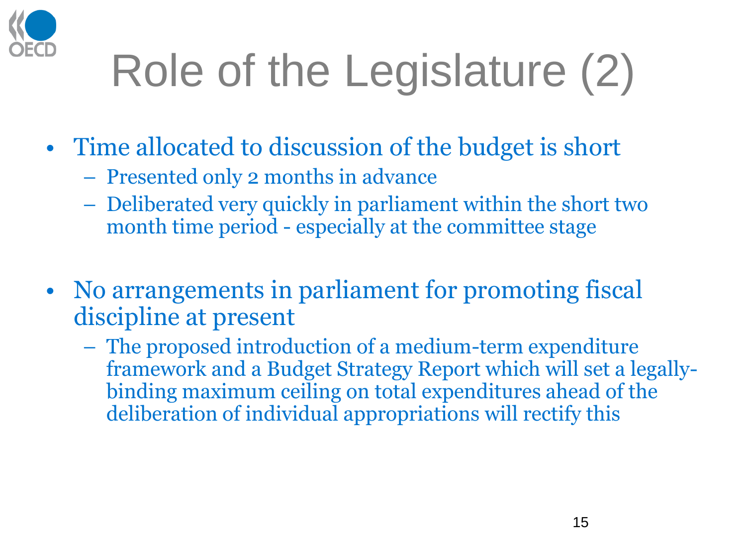# Role of the Legislature (2)

- Time allocated to discussion of the budget is short
  - Presented only 2 months in advance
  - Deliberated very quickly in parliament within the short two month time period - especially at the committee stage

- No arrangements in parliament for promoting fiscal discipline at present
  - The proposed introduction of a medium-term expenditure framework and a Budget Strategy Report which will set a legally-binding maximum ceiling on total expenditures ahead of the deliberation of individual appropriations will rectify this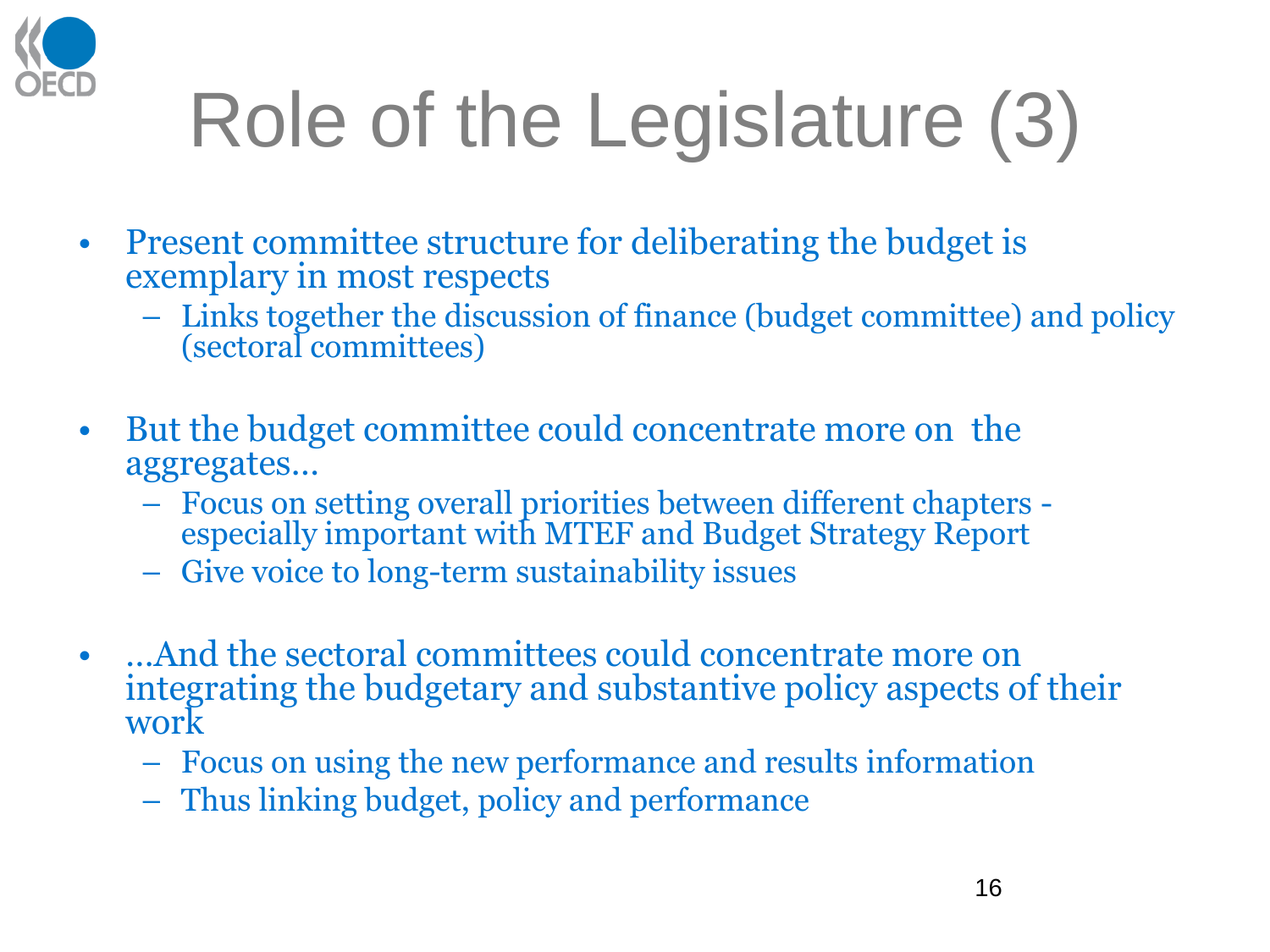# Role of the Legislature (3)

- Present committee structure for deliberating the budget is exemplary in most respects
  - Links together the discussion of finance (budget committee) and policy (sectoral committees)

- But the budget committee could concentrate more on the aggregates…
  - Focus on setting overall priorities between different chapters - especially important with MTEF and Budget Strategy Report
  - Give voice to long-term sustainability issues

- …And the sectoral committees could concentrate more on integrating the budgetary and substantive policy aspects of their work
  - Focus on using the new performance and results information
  - Thus linking budget, policy and performance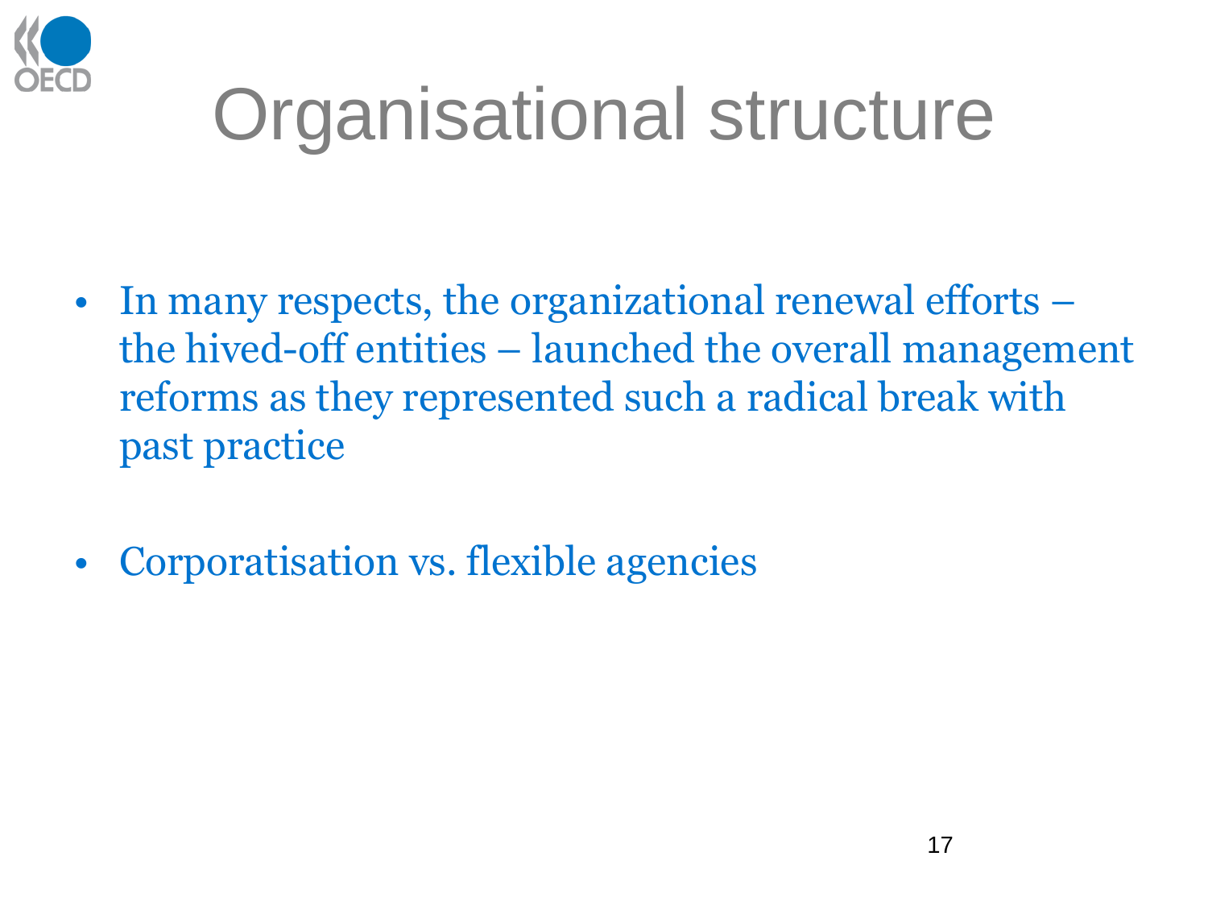# Organisational structure

- In many respects, the organizational renewal efforts – the hived-off entities – launched the overall management reforms as they represented such a radical break with past practice

- Corporatisation vs. flexible agencies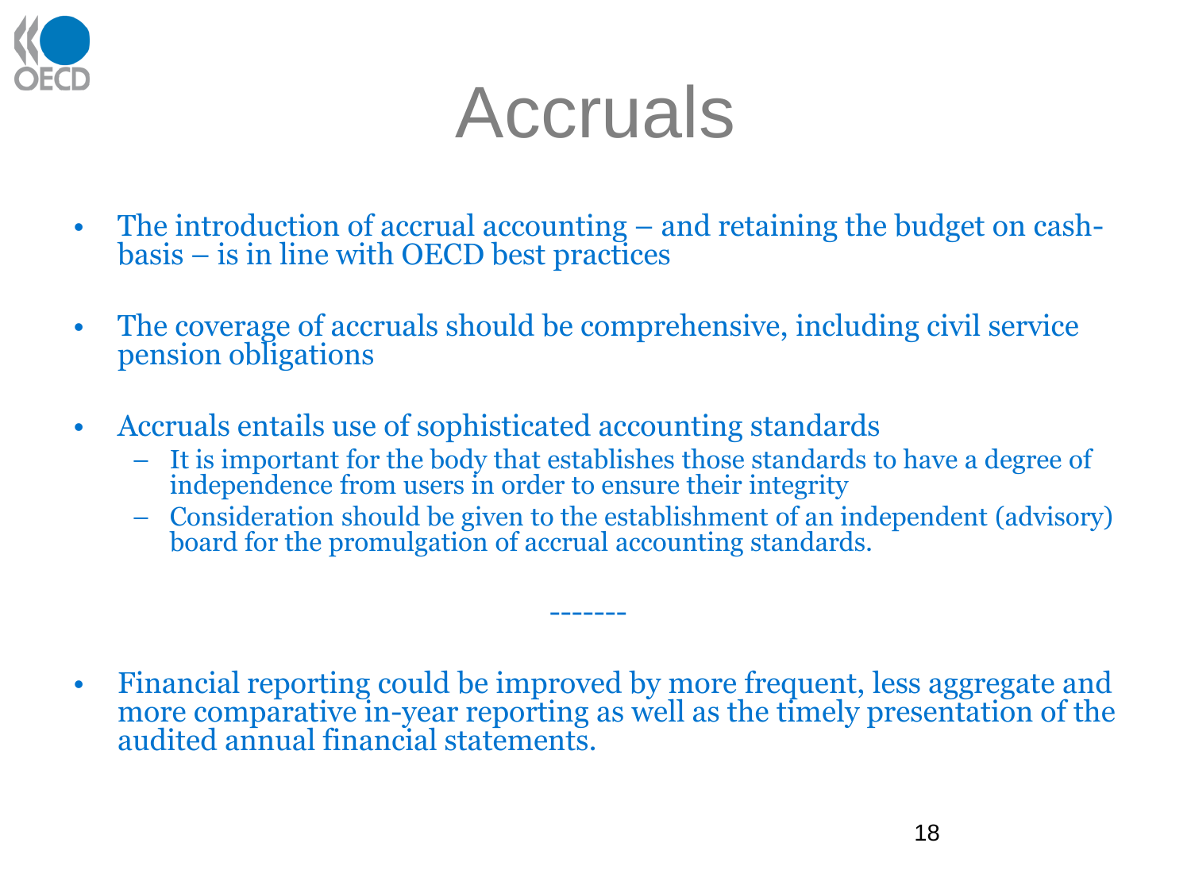# Accruals

- The introduction of accrual accounting – and retaining the budget on cash-basis – is in line with OECD best practices
- The coverage of accruals should be comprehensive, including civil service pension obligations
- Accruals entails use of sophisticated accounting standards
  - It is important for the body that establishes those standards to have a degree of independence from users in order to ensure their integrity
  - Consideration should be given to the establishment of an independent (advisory) board for the promulgation of accrual accounting standards.

-------

- Financial reporting could be improved by more frequent, less aggregate and more comparative in-year reporting as well as the timely presentation of the audited annual financial statements.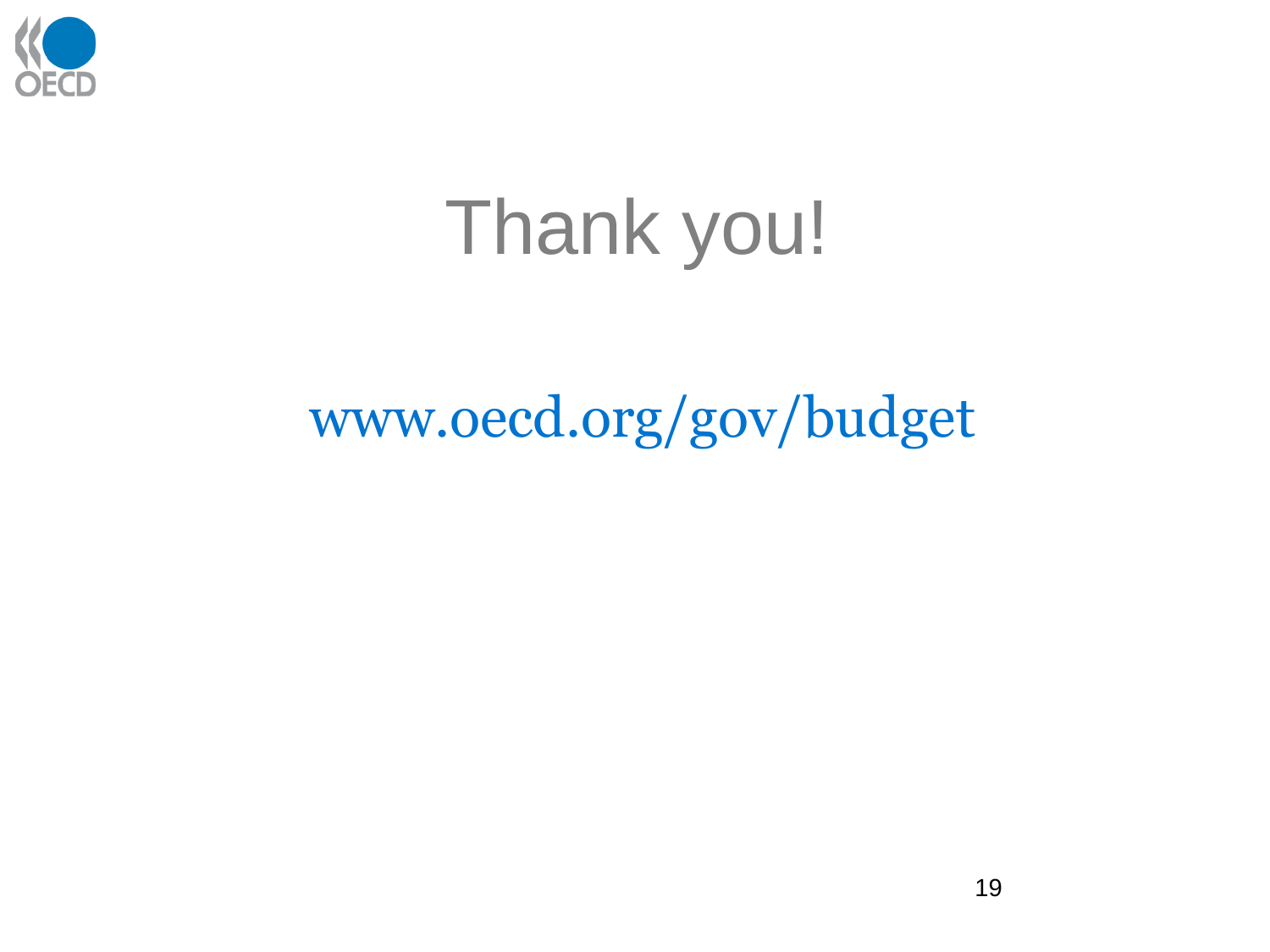# Thank you!

www.oecd.org/gov/budget